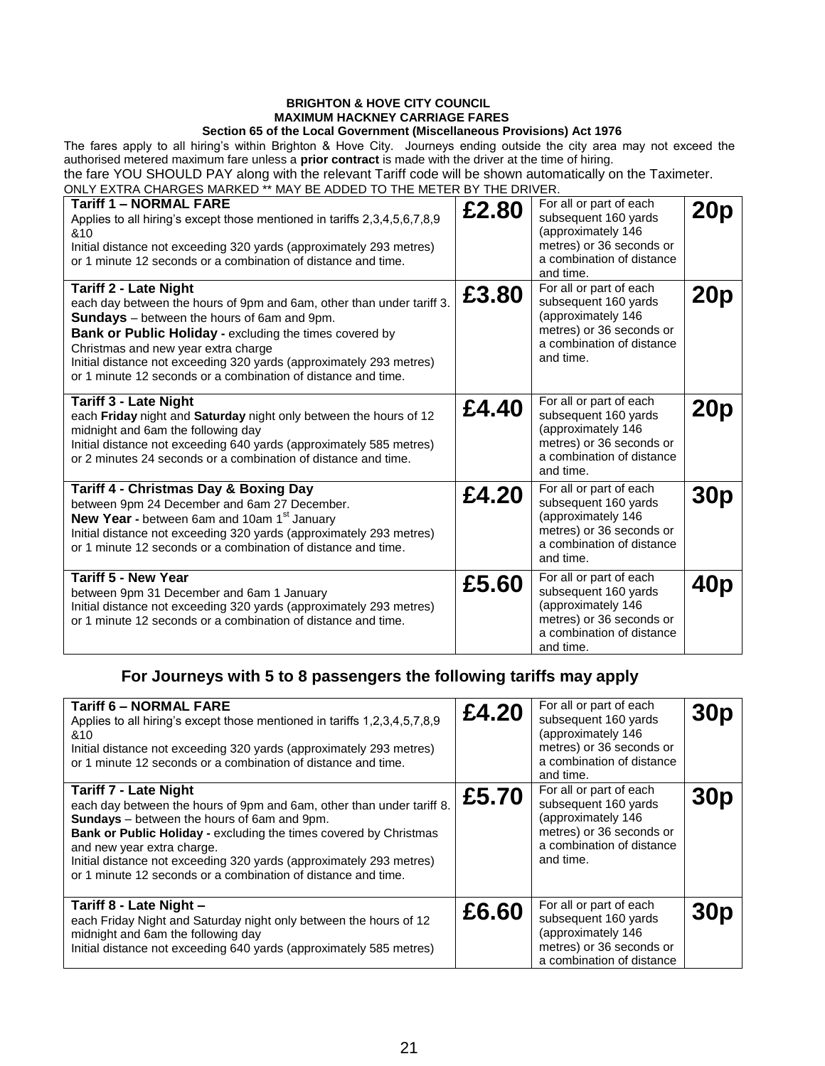**BRIGHTON & HOVE CITY COUNCIL**
**MAXIMUM HACKNEY CARRIAGE FARES**
**Section 65 of the Local Government (Miscellaneous Provisions) Act 1976**

The fares apply to all hiring's within Brighton & Hove City. Journeys ending outside the city area may not exceed the authorised metered maximum fare unless a **prior contract** is made with the driver at the time of hiring.

the fare YOU SHOULD PAY along with the relevant Tariff code will be shown automatically on the Taximeter.

ONLY EXTRA CHARGES MARKED ** MAY BE ADDED TO THE METER BY THE DRIVER.

| | | | |
|---|---|---|---|
| **Tariff 1 – NORMAL FARE**<br>Applies to all hiring's except those mentioned in tariffs 2,3,4,5,6,7,8,9 &10<br>Initial distance not exceeding 320 yards (approximately 293 metres) or 1 minute 12 seconds or a combination of distance and time. | **£2.80** | For all or part of each subsequent 160 yards (approximately 146 metres) or 36 seconds or a combination of distance and time. | **20p** |
| **Tariff 2 - Late Night**<br>each day between the hours of 9pm and 6am, other than under tariff 3.<br>**Sundays** – between the hours of 6am and 9pm.<br>**Bank or Public Holiday -** excluding the times covered by Christmas and new year extra charge<br>Initial distance not exceeding 320 yards (approximately 293 metres) or 1 minute 12 seconds or a combination of distance and time. | **£3.80** | For all or part of each subsequent 160 yards (approximately 146 metres) or 36 seconds or a combination of distance and time. | **20p** |
| **Tariff 3 - Late Night**<br>each **Friday** night and **Saturday** night only between the hours of 12 midnight and 6am the following day<br>Initial distance not exceeding 640 yards (approximately 585 metres) or 2 minutes 24 seconds or a combination of distance and time. | **£4.40** | For all or part of each subsequent 160 yards (approximately 146 metres) or 36 seconds or a combination of distance and time. | **20p** |
| **Tariff 4 - Christmas Day & Boxing Day**<br>between 9pm 24 December and 6am 27 December.<br>**New Year -** between 6am and 10am 1st January<br>Initial distance not exceeding 320 yards (approximately 293 metres) or 1 minute 12 seconds or a combination of distance and time. | **£4.20** | For all or part of each subsequent 160 yards (approximately 146 metres) or 36 seconds or a combination of distance and time. | **30p** |
| **Tariff 5 - New Year**<br>between 9pm 31 December and 6am 1 January<br>Initial distance not exceeding 320 yards (approximately 293 metres) or 1 minute 12 seconds or a combination of distance and time. | **£5.60** | For all or part of each subsequent 160 yards (approximately 146 metres) or 36 seconds or a combination of distance and time. | **40p** |

## For Journeys with 5 to 8 passengers the following tariffs may apply

| | | | |
|---|---|---|---|
| **Tariff 6 – NORMAL FARE**<br>Applies to all hiring's except those mentioned in tariffs 1,2,3,4,5,7,8,9 &10<br>Initial distance not exceeding 320 yards (approximately 293 metres) or 1 minute 12 seconds or a combination of distance and time. | **£4.20** | For all or part of each subsequent 160 yards (approximately 146 metres) or 36 seconds or a combination of distance and time. | **30p** |
| **Tariff 7 - Late Night**<br>each day between the hours of 9pm and 6am, other than under tariff 8.<br>**Sundays** – between the hours of 6am and 9pm.<br>**Bank or Public Holiday -** excluding the times covered by Christmas and new year extra charge.<br>Initial distance not exceeding 320 yards (approximately 293 metres) or 1 minute 12 seconds or a combination of distance and time. | **£5.70** | For all or part of each subsequent 160 yards (approximately 146 metres) or 36 seconds or a combination of distance and time. | **30p** |
| **Tariff 8 - Late Night –**<br>each Friday Night and Saturday night only between the hours of 12 midnight and 6am the following day<br>Initial distance not exceeding 640 yards (approximately 585 metres) | **£6.60** | For all or part of each subsequent 160 yards (approximately 146 metres) or 36 seconds or a combination of distance | **30p** |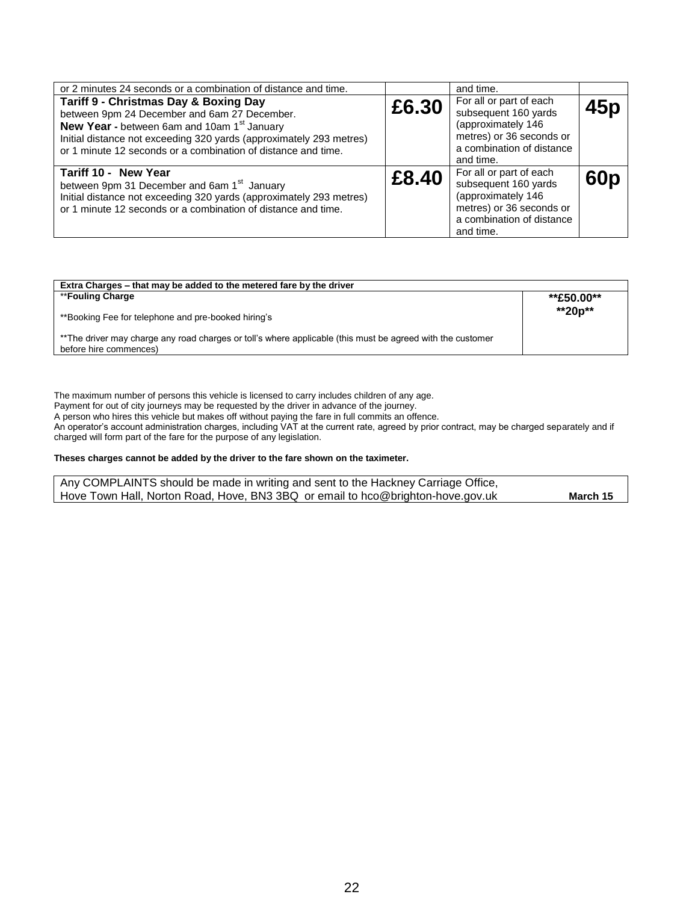| | | | |
|---|---|---|---|
| or 2 minutes 24 seconds or a combination of distance and time. | | and time. | |
| **Tariff 9 - Christmas Day & Boxing Day** between 9pm 24 December and 6am 27 December. **New Year -** between 6am and 10am 1st January Initial distance not exceeding 320 yards (approximately 293 metres) or 1 minute 12 seconds or a combination of distance and time. | **£6.30** | For all or part of each subsequent 160 yards (approximately 146 metres) or 36 seconds or a combination of distance and time. | **45p** |
| **Tariff 10 - New Year** between 9pm 31 December and 6am 1st January Initial distance not exceeding 320 yards (approximately 293 metres) or 1 minute 12 seconds or a combination of distance and time. | **£8.40** | For all or part of each subsequent 160 yards (approximately 146 metres) or 36 seconds or a combination of distance and time. | **60p** |

| **Extra Charges – that may be added to the metered fare by the driver** | |
|---|---|
| ****Fouling Charge** | ****£50.00**** |
| **Booking Fee for telephone and pre-booked hiring's | ****20p**** |
| **The driver may charge any road charges or toll's where applicable (this must be agreed with the customer before hire commences) | |

The maximum number of persons this vehicle is licensed to carry includes children of any age.
Payment for out of city journeys may be requested by the driver in advance of the journey.
A person who hires this vehicle but makes off without paying the fare in full commits an offence.
An operator's account administration charges, including VAT at the current rate, agreed by prior contract, may be charged separately and if charged will form part of the fare for the purpose of any legislation.

**Theses charges cannot be added by the driver to the fare shown on the taximeter.**

| | |
|---|---|
| Any COMPLAINTS should be made in writing and sent to the Hackney Carriage Office, Hove Town Hall, Norton Road, Hove, BN3 3BQ or email to hco@brighton-hove.gov.uk | **March 15** |